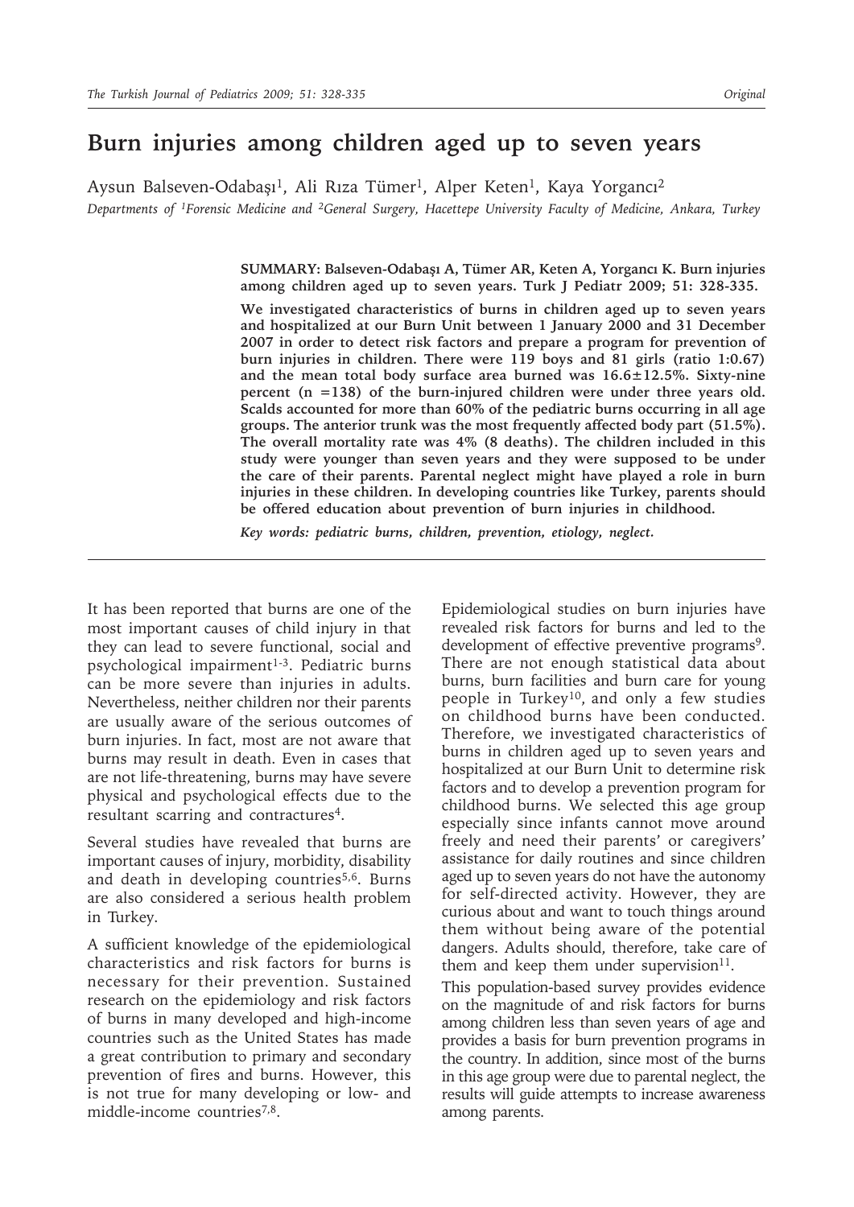# Burn injuries among children aged up to seven years

Aysun Balseven-Odabaşı[1], Ali Rıza Tümer[1], Alper Keten[1], Kaya Yorgancı[2]

*Departments of [1]Forensic Medicine and [2]General Surgery, Hacettepe University Faculty of Medicine, Ankara, Turkey*

**SUMMARY: Balseven-Odabaşı A, Tümer AR, Keten A, Yorgancı K. Burn injuries among children aged up to seven years. Turk J Pediatr 2009; 51: 328-335.**

**We investigated characteristics of burns in children aged up to seven years and hospitalized at our Burn Unit between 1 January 2000 and 31 December 2007 in order to detect risk factors and prepare a program for prevention of burn injuries in children. There were 119 boys and 81 girls (ratio 1:0.67) and the mean total body surface area burned was 16.6±12.5%. Sixty-nine percent (n =138) of the burn-injured children were under three years old. Scalds accounted for more than 60% of the pediatric burns occurring in all age groups. The anterior trunk was the most frequently affected body part (51.5%). The overall mortality rate was 4% (8 deaths). The children included in this study were younger than seven years and they were supposed to be under the care of their parents. Parental neglect might have played a role in burn injuries in these children. In developing countries like Turkey, parents should be offered education about prevention of burn injuries in childhood.**

*Key words: pediatric burns, children, prevention, etiology, neglect.*

---

It has been reported that burns are one of the most important causes of child injury in that they can lead to severe functional, social and psychological impairment[1-3]. Pediatric burns can be more severe than injuries in adults. Nevertheless, neither children nor their parents are usually aware of the serious outcomes of burn injuries. In fact, most are not aware that burns may result in death. Even in cases that are not life-threatening, burns may have severe physical and psychological effects due to the resultant scarring and contractures[4].

Several studies have revealed that burns are important causes of injury, morbidity, disability and death in developing countries[5,6]. Burns are also considered a serious health problem in Turkey.

A sufficient knowledge of the epidemiological characteristics and risk factors for burns is necessary for their prevention. Sustained research on the epidemiology and risk factors of burns in many developed and high-income countries such as the United States has made a great contribution to primary and secondary prevention of fires and burns. However, this is not true for many developing or low- and middle-income countries[7,8].

Epidemiological studies on burn injuries have revealed risk factors for burns and led to the development of effective preventive programs[9]. There are not enough statistical data about burns, burn facilities and burn care for young people in Turkey[10], and only a few studies on childhood burns have been conducted. Therefore, we investigated characteristics of burns in children aged up to seven years and hospitalized at our Burn Unit to determine risk factors and to develop a prevention program for childhood burns. We selected this age group especially since infants cannot move around freely and need their parents' or caregivers' assistance for daily routines and since children aged up to seven years do not have the autonomy for self-directed activity. However, they are curious about and want to touch things around them without being aware of the potential dangers. Adults should, therefore, take care of them and keep them under supervision[11].

This population-based survey provides evidence on the magnitude of and risk factors for burns among children less than seven years of age and provides a basis for burn prevention programs in the country. In addition, since most of the burns in this age group were due to parental neglect, the results will guide attempts to increase awareness among parents.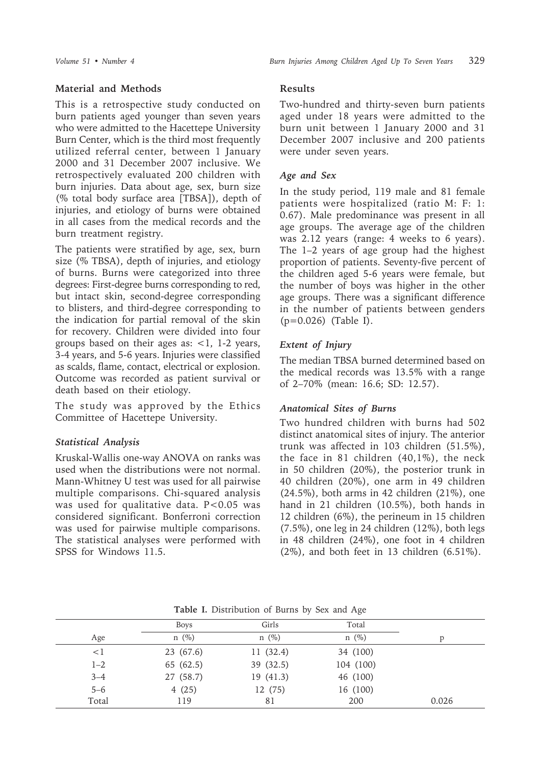## Material and Methods

This is a retrospective study conducted on burn patients aged younger than seven years who were admitted to the Hacettepe University Burn Center, which is the third most frequently utilized referral center, between 1 January 2000 and 31 December 2007 inclusive. We retrospectively evaluated 200 children with burn injuries. Data about age, sex, burn size (% total body surface area [TBSA]), depth of injuries, and etiology of burns were obtained in all cases from the medical records and the burn treatment registry.

The patients were stratified by age, sex, burn size (% TBSA), depth of injuries, and etiology of burns. Burns were categorized into three degrees: First-degree burns corresponding to red, but intact skin, second-degree corresponding to blisters, and third-degree corresponding to the indication for partial removal of the skin for recovery. Children were divided into four groups based on their ages as: <1, 1-2 years, 3-4 years, and 5-6 years. Injuries were classified as scalds, flame, contact, electrical or explosion. Outcome was recorded as patient survival or death based on their etiology.

The study was approved by the Ethics Committee of Hacettepe University.

### *Statistical Analysis*

Kruskal-Wallis one-way ANOVA on ranks was used when the distributions were not normal. Mann-Whitney U test was used for all pairwise multiple comparisons. Chi-squared analysis was used for qualitative data. $P<0.05$ was considered significant. Bonferroni correction was used for pairwise multiple comparisons. The statistical analyses were performed with SPSS for Windows 11.5.

## Results

Two-hundred and thirty-seven burn patients aged under 18 years were admitted to the burn unit between 1 January 2000 and 31 December 2007 inclusive and 200 patients were under seven years.

### *Age and Sex*

In the study period, 119 male and 81 female patients were hospitalized (ratio M: F: 1: 0.67). Male predominance was present in all age groups. The average age of the children was 2.12 years (range: 4 weeks to 6 years). The 1–2 years of age group had the highest proportion of patients. Seventy-five percent of the children aged 5-6 years were female, but the number of boys was higher in the other age groups. There was a significant difference in the number of patients between genders ($p=0.026$) (Table I).

### *Extent of Injury*

The median TBSA burned determined based on the medical records was 13.5% with a range of 2–70% (mean: 16.6; SD: 12.57).

### *Anatomical Sites of Burns*

Two hundred children with burns had 502 distinct anatomical sites of injury. The anterior trunk was affected in 103 children (51.5%), the face in 81 children (40,1%), the neck in 50 children (20%), the posterior trunk in 40 children (20%), one arm in 49 children (24.5%), both arms in 42 children (21%), one hand in 21 children (10.5%), both hands in 12 children (6%), the perineum in 15 children (7.5%), one leg in 24 children (12%), both legs in 48 children (24%), one foot in 4 children (2%), and both feet in 13 children (6.51%).

**Table I.** Distribution of Burns by Sex and Age

| Age | Boys n (%) | Girls n (%) | Total n (%) | p |
|---|---|---|---|---|
| <1 | 23 (67.6) | 11 (32.4) | 34 (100) | |
| 1–2 | 65 (62.5) | 39 (32.5) | 104 (100) | |
| 3–4 | 27 (58.7) | 19 (41.3) | 46 (100) | |
| 5–6 | 4 (25) | 12 (75) | 16 (100) | |
| Total | 119 | 81 | 200 | 0.026 |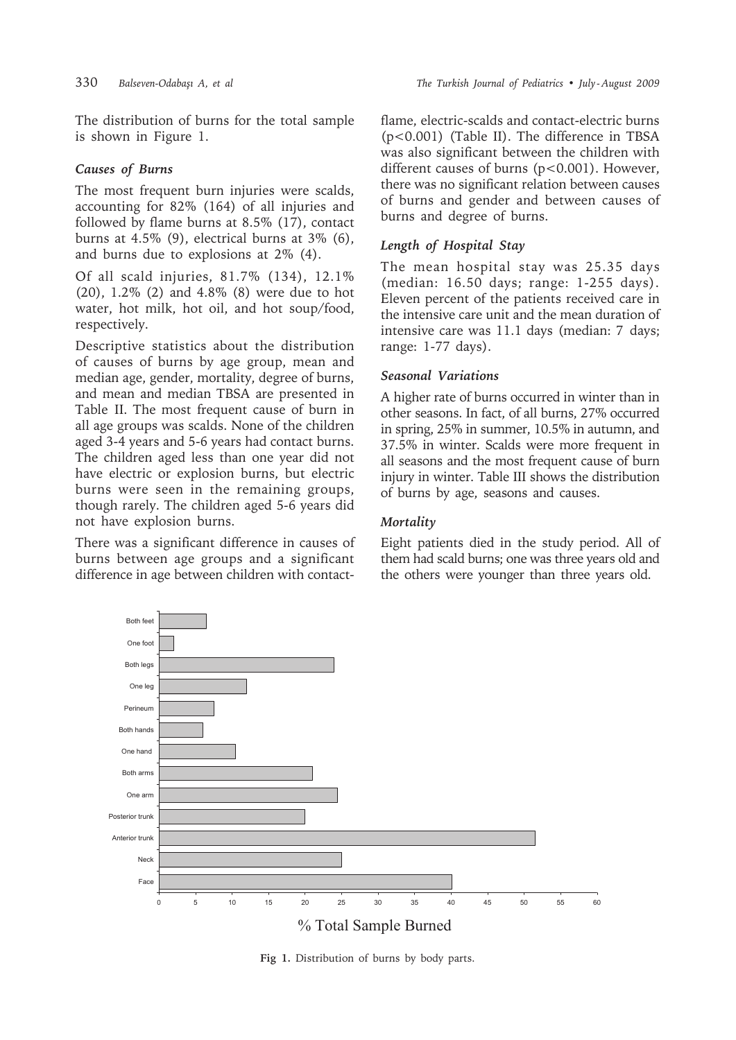The distribution of burns for the total sample is shown in Figure 1.

### *Causes of Burns*

The most frequent burn injuries were scalds, accounting for 82% (164) of all injuries and followed by flame burns at 8.5% (17), contact burns at 4.5% (9), electrical burns at 3% (6), and burns due to explosions at 2% (4).

Of all scald injuries, 81.7% (134), 12.1% (20), 1.2% (2) and 4.8% (8) were due to hot water, hot milk, hot oil, and hot soup/food, respectively.

Descriptive statistics about the distribution of causes of burns by age group, mean and median age, gender, mortality, degree of burns, and mean and median TBSA are presented in Table II. The most frequent cause of burn in all age groups was scalds. None of the children aged 3-4 years and 5-6 years had contact burns. The children aged less than one year did not have electric or explosion burns, but electric burns were seen in the remaining groups, though rarely. The children aged 5-6 years did not have explosion burns.

There was a significant difference in causes of burns between age groups and a significant difference in age between children with contact-flame, electric-scalds and contact-electric burns ($p<0.001$) (Table II). The difference in TBSA was also significant between the children with different causes of burns ($p<0.001$). However, there was no significant relation between causes of burns and gender and between causes of burns and degree of burns.

### *Length of Hospital Stay*

The mean hospital stay was 25.35 days (median: 16.50 days; range: 1-255 days). Eleven percent of the patients received care in the intensive care unit and the mean duration of intensive care was 11.1 days (median: 7 days; range: 1-77 days).

### *Seasonal Variations*

A higher rate of burns occurred in winter than in other seasons. In fact, of all burns, 27% occurred in spring, 25% in summer, 10.5% in autumn, and 37.5% in winter. Scalds were more frequent in all seasons and the most frequent cause of burn injury in winter. Table III shows the distribution of burns by age, seasons and causes.

### *Mortality*

Eight patients died in the study period. All of them had scald burns; one was three years old and the others were younger than three years old.

| Body part | % Total Sample Burned |
|---|---|
| Both feet | ~6.5 |
| One foot | ~2 |
| Both legs | ~24 |
| One leg | ~12 |
| Perineum | ~7.5 |
| Both hands | ~6 |
| One hand | ~10.5 |
| Both arms | ~21 |
| One arm | ~24.5 |
| Posterior trunk | ~20 |
| Anterior trunk | ~51.5 |
| Neck | ~25 |
| Face | ~40 |

**Fig 1.** Distribution of burns by body parts.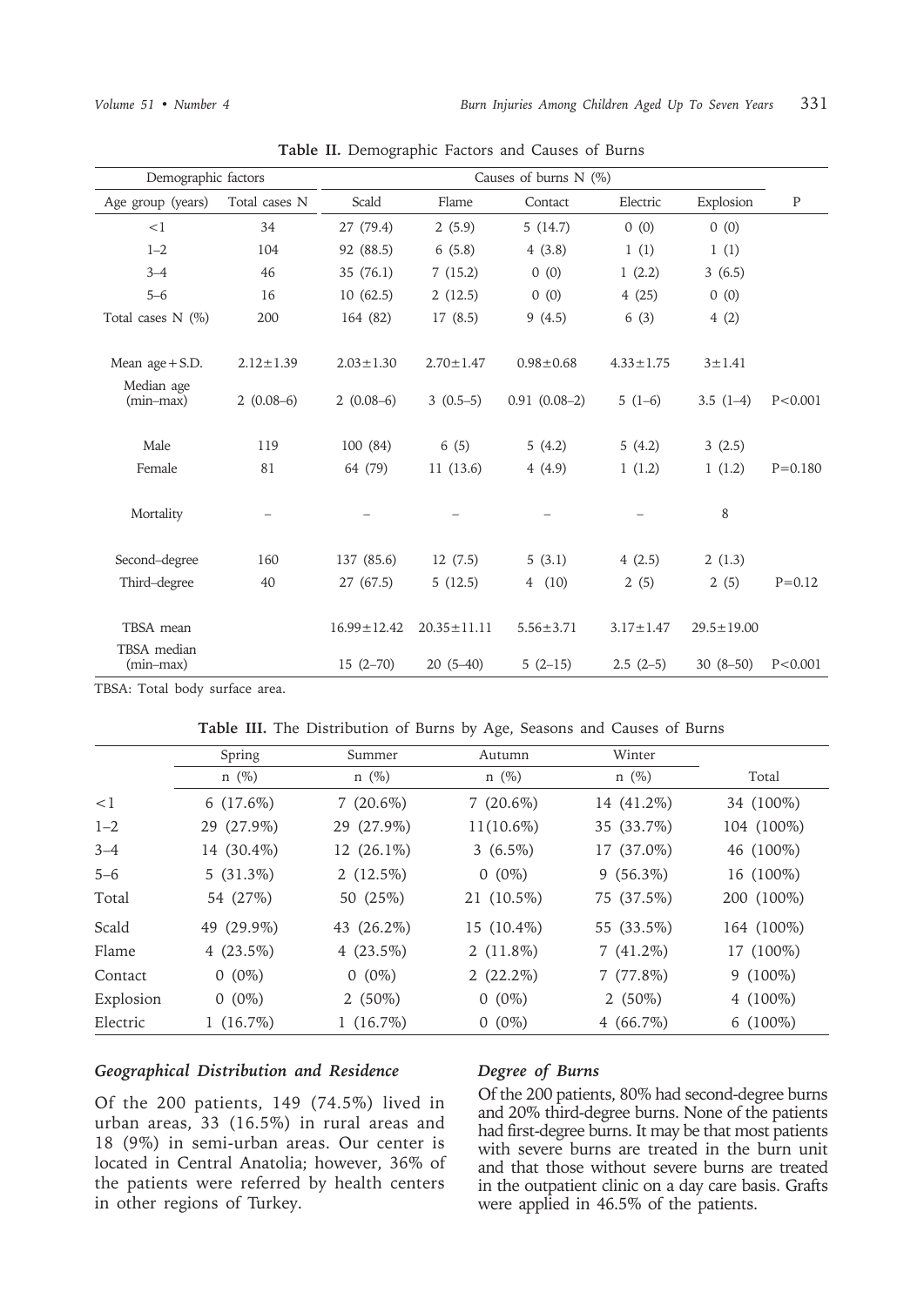**Table II.** Demographic Factors and Causes of Burns

| Demographic factors | | Causes of burns N (%) | | | | | |
|---|---|---|---|---|---|---|---|
| Age group (years) | Total cases N | Scald | Flame | Contact | Electric | Explosion | P |
| <1 | 34 | 27 (79.4) | 2 (5.9) | 5 (14.7) | 0 (0) | 0 (0) | |
| 1–2 | 104 | 92 (88.5) | 6 (5.8) | 4 (3.8) | 1 (1) | 1 (1) | |
| 3–4 | 46 | 35 (76.1) | 7 (15.2) | 0 (0) | 1 (2.2) | 3 (6.5) | |
| 5–6 | 16 | 10 (62.5) | 2 (12.5) | 0 (0) | 4 (25) | 0 (0) | |
| Total cases N (%) | 200 | 164 (82) | 17 (8.5) | 9 (4.5) | 6 (3) | 4 (2) | |
| Mean age + S.D. | 2.12±1.39 | 2.03±1.30 | 2.70±1.47 | 0.98±0.68 | 4.33±1.75 | 3±1.41 | |
| Median age (min–max) | 2 (0.08–6) | 2 (0.08–6) | 3 (0.5–5) | 0.91 (0.08–2) | 5 (1–6) | 3.5 (1–4) | P<0.001 |
| Male | 119 | 100 (84) | 6 (5) | 5 (4.2) | 5 (4.2) | 3 (2.5) | |
| Female | 81 | 64 (79) | 11 (13.6) | 4 (4.9) | 1 (1.2) | 1 (1.2) | P=0.180 |
| Mortality | – | – | – | – | – | 8 | |
| Second–degree | 160 | 137 (85.6) | 12 (7.5) | 5 (3.1) | 4 (2.5) | 2 (1.3) | |
| Third–degree | 40 | 27 (67.5) | 5 (12.5) | 4 (10) | 2 (5) | 2 (5) | P=0.12 |
| TBSA mean | | 16.99±12.42 | 20.35±11.11 | 5.56±3.71 | 3.17±1.47 | 29.5±19.00 | |
| TBSA median (min–max) | | 15 (2–70) | 20 (5–40) | 5 (2–15) | 2.5 (2–5) | 30 (8–50) | P<0.001 |

TBSA: Total body surface area.

**Table III.** The Distribution of Burns by Age, Seasons and Causes of Burns

| | Spring | Summer | Autumn | Winter | |
|---|---|---|---|---|---|
| | n (%) | n (%) | n (%) | n (%) | Total |
| <1 | 6 (17.6%) | 7 (20.6%) | 7 (20.6%) | 14 (41.2%) | 34 (100%) |
| 1–2 | 29 (27.9%) | 29 (27.9%) | 11(10.6%) | 35 (33.7%) | 104 (100%) |
| 3–4 | 14 (30.4%) | 12 (26.1%) | 3 (6.5%) | 17 (37.0%) | 46 (100%) |
| 5–6 | 5 (31.3%) | 2 (12.5%) | 0 (0%) | 9 (56.3%) | 16 (100%) |
| Total | 54 (27%) | 50 (25%) | 21 (10.5%) | 75 (37.5%) | 200 (100%) |
| Scald | 49 (29.9%) | 43 (26.2%) | 15 (10.4%) | 55 (33.5%) | 164 (100%) |
| Flame | 4 (23.5%) | 4 (23.5%) | 2 (11.8%) | 7 (41.2%) | 17 (100%) |
| Contact | 0 (0%) | 0 (0%) | 2 (22.2%) | 7 (77.8%) | 9 (100%) |
| Explosion | 0 (0%) | 2 (50%) | 0 (0%) | 2 (50%) | 4 (100%) |
| Electric | 1 (16.7%) | 1 (16.7%) | 0 (0%) | 4 (66.7%) | 6 (100%) |

### *Geographical Distribution and Residence*

Of the 200 patients, 149 (74.5%) lived in urban areas, 33 (16.5%) in rural areas and 18 (9%) in semi-urban areas. Our center is located in Central Anatolia; however, 36% of the patients were referred by health centers in other regions of Turkey.

### *Degree of Burns*

Of the 200 patients, 80% had second-degree burns and 20% third-degree burns. None of the patients had first-degree burns. It may be that most patients with severe burns are treated in the burn unit and that those without severe burns are treated in the outpatient clinic on a day care basis. Grafts were applied in 46.5% of the patients.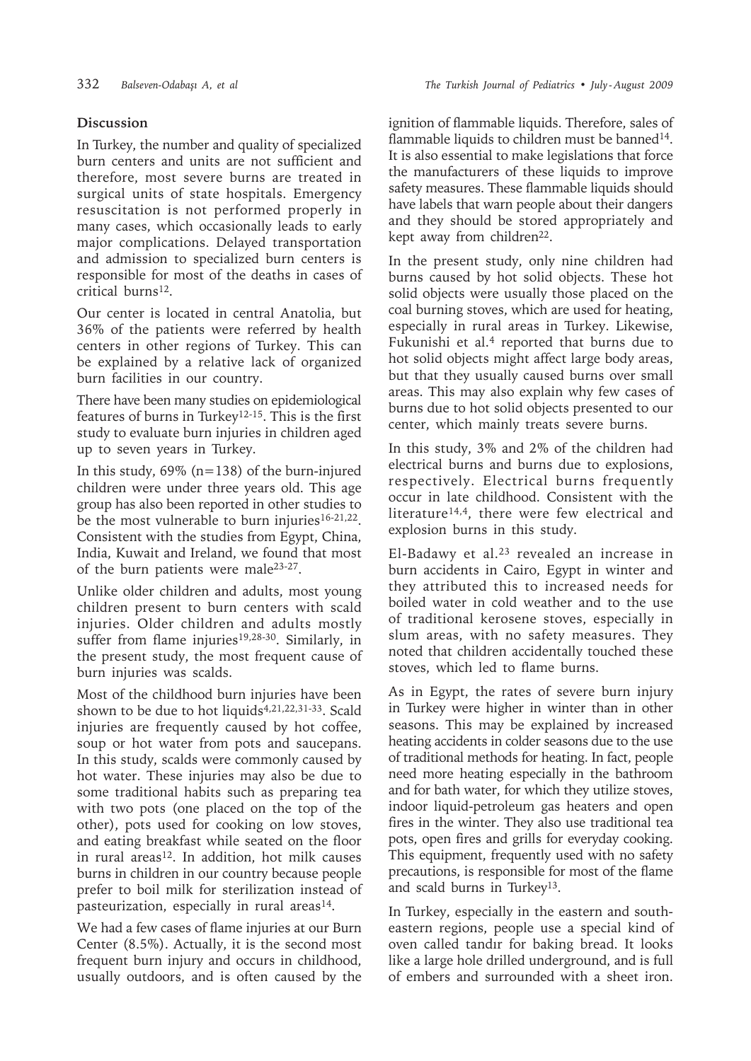## Discussion

In Turkey, the number and quality of specialized burn centers and units are not sufficient and therefore, most severe burns are treated in surgical units of state hospitals. Emergency resuscitation is not performed properly in many cases, which occasionally leads to early major complications. Delayed transportation and admission to specialized burn centers is responsible for most of the deaths in cases of critical burns[12].

Our center is located in central Anatolia, but 36% of the patients were referred by health centers in other regions of Turkey. This can be explained by a relative lack of organized burn facilities in our country.

There have been many studies on epidemiological features of burns in Turkey[12-15]. This is the first study to evaluate burn injuries in children aged up to seven years in Turkey.

In this study, 69% (n=138) of the burn-injured children were under three years old. This age group has also been reported in other studies to be the most vulnerable to burn injuries[16-21,22]. Consistent with the studies from Egypt, China, India, Kuwait and Ireland, we found that most of the burn patients were male[23-27].

Unlike older children and adults, most young children present to burn centers with scald injuries. Older children and adults mostly suffer from flame injuries[19,28-30]. Similarly, in the present study, the most frequent cause of burn injuries was scalds.

Most of the childhood burn injuries have been shown to be due to hot liquids[4,21,22,31-33]. Scald injuries are frequently caused by hot coffee, soup or hot water from pots and saucepans. In this study, scalds were commonly caused by hot water. These injuries may also be due to some traditional habits such as preparing tea with two pots (one placed on the top of the other), pots used for cooking on low stoves, and eating breakfast while seated on the floor in rural areas[12]. In addition, hot milk causes burns in children in our country because people prefer to boil milk for sterilization instead of pasteurization, especially in rural areas[14].

We had a few cases of flame injuries at our Burn Center (8.5%). Actually, it is the second most frequent burn injury and occurs in childhood, usually outdoors, and is often caused by the ignition of flammable liquids. Therefore, sales of flammable liquids to children must be banned[14]. It is also essential to make legislations that force the manufacturers of these liquids to improve safety measures. These flammable liquids should have labels that warn people about their dangers and they should be stored appropriately and kept away from children[22].

In the present study, only nine children had burns caused by hot solid objects. These hot solid objects were usually those placed on the coal burning stoves, which are used for heating, especially in rural areas in Turkey. Likewise, Fukunishi et al.[4] reported that burns due to hot solid objects might affect large body areas, but that they usually caused burns over small areas. This may also explain why few cases of burns due to hot solid objects presented to our center, which mainly treats severe burns.

In this study, 3% and 2% of the children had electrical burns and burns due to explosions, respectively. Electrical burns frequently occur in late childhood. Consistent with the literature[14,4], there were few electrical and explosion burns in this study.

El-Badawy et al.[23] revealed an increase in burn accidents in Cairo, Egypt in winter and they attributed this to increased needs for boiled water in cold weather and to the use of traditional kerosene stoves, especially in slum areas, with no safety measures. They noted that children accidentally touched these stoves, which led to flame burns.

As in Egypt, the rates of severe burn injury in Turkey were higher in winter than in other seasons. This may be explained by increased heating accidents in colder seasons due to the use of traditional methods for heating. In fact, people need more heating especially in the bathroom and for bath water, for which they utilize stoves, indoor liquid-petroleum gas heaters and open fires in the winter. They also use traditional tea pots, open fires and grills for everyday cooking. This equipment, frequently used with no safety precautions, is responsible for most of the flame and scald burns in Turkey[13].

In Turkey, especially in the eastern and south-eastern regions, people use a special kind of oven called tandır for baking bread. It looks like a large hole drilled underground, and is full of embers and surrounded with a sheet iron.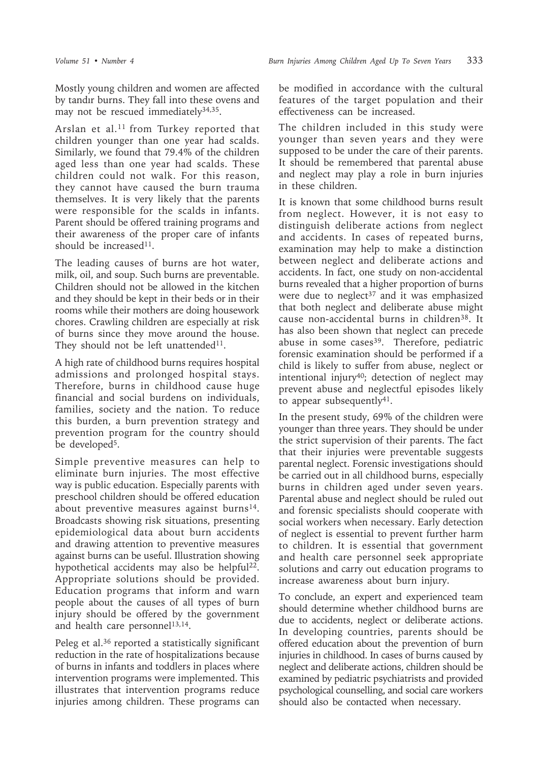Mostly young children and women are affected by tandır burns. They fall into these ovens and may not be rescued immediately[34,35].

Arslan et al.[11] from Turkey reported that children younger than one year had scalds. Similarly, we found that 79.4% of the children aged less than one year had scalds. These children could not walk. For this reason, they cannot have caused the burn trauma themselves. It is very likely that the parents were responsible for the scalds in infants. Parent should be offered training programs and their awareness of the proper care of infants should be increased[11].

The leading causes of burns are hot water, milk, oil, and soup. Such burns are preventable. Children should not be allowed in the kitchen and they should be kept in their beds or in their rooms while their mothers are doing housework chores. Crawling children are especially at risk of burns since they move around the house. They should not be left unattended[11].

A high rate of childhood burns requires hospital admissions and prolonged hospital stays. Therefore, burns in childhood cause huge financial and social burdens on individuals, families, society and the nation. To reduce this burden, a burn prevention strategy and prevention program for the country should be developed[5].

Simple preventive measures can help to eliminate burn injuries. The most effective way is public education. Especially parents with preschool children should be offered education about preventive measures against burns[14]. Broadcasts showing risk situations, presenting epidemiological data about burn accidents and drawing attention to preventive measures against burns can be useful. Illustration showing hypothetical accidents may also be helpful[22]. Appropriate solutions should be provided. Education programs that inform and warn people about the causes of all types of burn injury should be offered by the government and health care personnel[13,14].

Peleg et al.[36] reported a statistically significant reduction in the rate of hospitalizations because of burns in infants and toddlers in places where intervention programs were implemented. This illustrates that intervention programs reduce injuries among children. These programs can be modified in accordance with the cultural features of the target population and their effectiveness can be increased.

The children included in this study were younger than seven years and they were supposed to be under the care of their parents. It should be remembered that parental abuse and neglect may play a role in burn injuries in these children.

It is known that some childhood burns result from neglect. However, it is not easy to distinguish deliberate actions from neglect and accidents. In cases of repeated burns, examination may help to make a distinction between neglect and deliberate actions and accidents. In fact, one study on non-accidental burns revealed that a higher proportion of burns were due to neglect[37] and it was emphasized that both neglect and deliberate abuse might cause non-accidental burns in children[38]. It has also been shown that neglect can precede abuse in some cases[39]. Therefore, pediatric forensic examination should be performed if a child is likely to suffer from abuse, neglect or intentional injury[40]; detection of neglect may prevent abuse and neglectful episodes likely to appear subsequently[41].

In the present study, 69% of the children were younger than three years. They should be under the strict supervision of their parents. The fact that their injuries were preventable suggests parental neglect. Forensic investigations should be carried out in all childhood burns, especially burns in children aged under seven years. Parental abuse and neglect should be ruled out and forensic specialists should cooperate with social workers when necessary. Early detection of neglect is essential to prevent further harm to children. It is essential that government and health care personnel seek appropriate solutions and carry out education programs to increase awareness about burn injury.

To conclude, an expert and experienced team should determine whether childhood burns are due to accidents, neglect or deliberate actions. In developing countries, parents should be offered education about the prevention of burn injuries in childhood. In cases of burns caused by neglect and deliberate actions, children should be examined by pediatric psychiatrists and provided psychological counselling, and social care workers should also be contacted when necessary.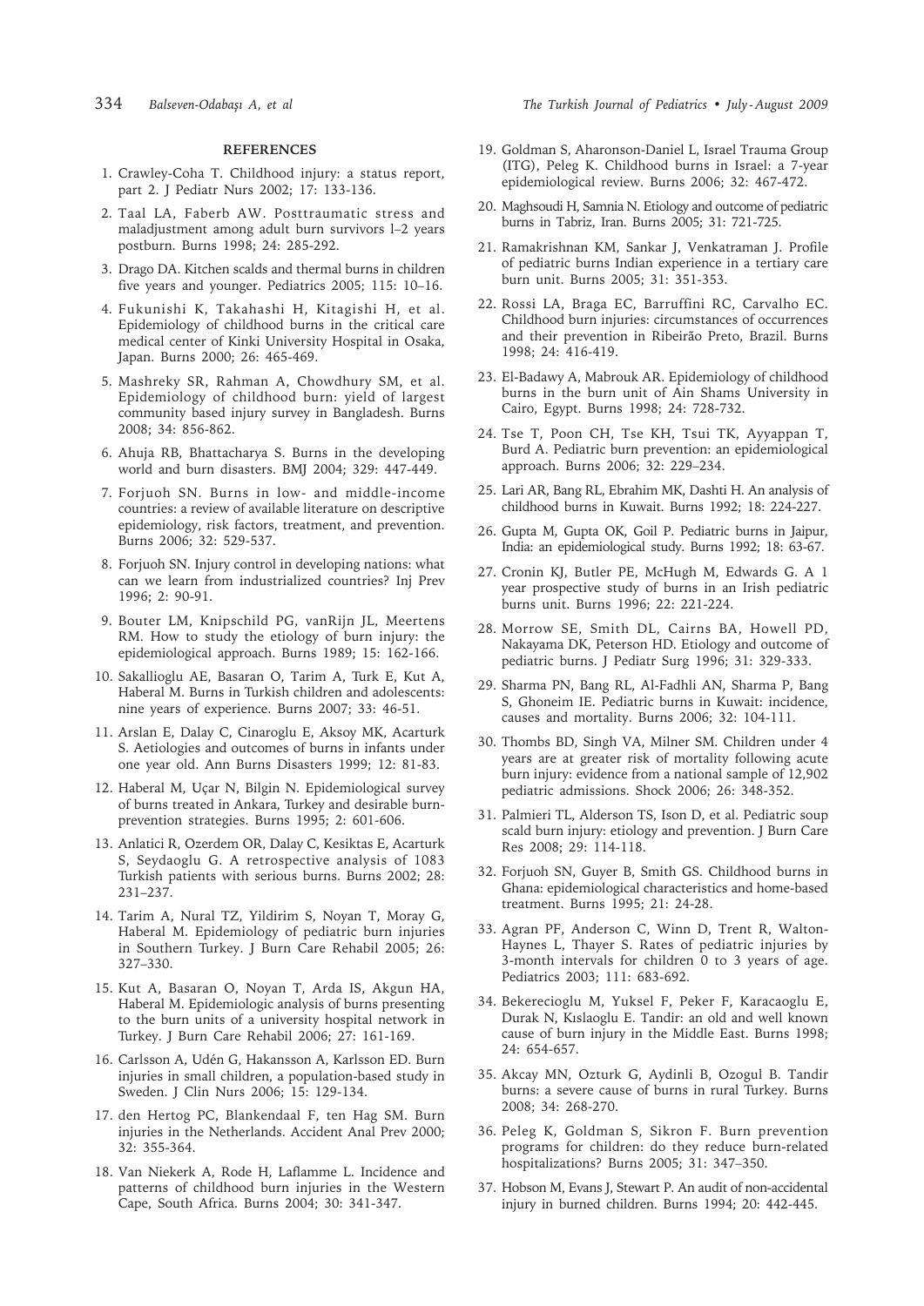## REFERENCES

1. Crawley-Coha T. Childhood injury: a status report, part 2. J Pediatr Nurs 2002; 17: 133-136.
2. Taal LA, Faberb AW. Posttraumatic stress and maladjustment among adult burn survivors l–2 years postburn. Burns 1998; 24: 285-292.
3. Drago DA. Kitchen scalds and thermal burns in children five years and younger. Pediatrics 2005; 115: 10–16.
4. Fukunishi K, Takahashi H, Kitagishi H, et al. Epidemiology of childhood burns in the critical care medical center of Kinki University Hospital in Osaka, Japan. Burns 2000; 26: 465-469.
5. Mashreky SR, Rahman A, Chowdhury SM, et al. Epidemiology of childhood burn: yield of largest community based injury survey in Bangladesh. Burns 2008; 34: 856-862.
6. Ahuja RB, Bhattacharya S. Burns in the developing world and burn disasters. BMJ 2004; 329: 447-449.
7. Forjuoh SN. Burns in low- and middle-income countries: a review of available literature on descriptive epidemiology, risk factors, treatment, and prevention. Burns 2006; 32: 529-537.
8. Forjuoh SN. Injury control in developing nations: what can we learn from industrialized countries? Inj Prev 1996; 2: 90-91.
9. Bouter LM, Knipschild PG, vanRijn JL, Meertens RM. How to study the etiology of burn injury: the epidemiological approach. Burns 1989; 15: 162-166.
10. Sakallioglu AE, Basaran O, Tarim A, Turk E, Kut A, Haberal M. Burns in Turkish children and adolescents: nine years of experience. Burns 2007; 33: 46-51.
11. Arslan E, Dalay C, Cinaroglu E, Aksoy MK, Acarturk S. Aetiologies and outcomes of burns in infants under one year old. Ann Burns Disasters 1999; 12: 81-83.
12. Haberal M, Uçar N, Bilgin N. Epidemiological survey of burns treated in Ankara, Turkey and desirable burn-prevention strategies. Burns 1995; 2: 601-606.
13. Anlatici R, Ozerdem OR, Dalay C, Kesiktas E, Acarturk S, Seydaoglu G. A retrospective analysis of 1083 Turkish patients with serious burns. Burns 2002; 28: 231–237.
14. Tarim A, Nural TZ, Yildirim S, Noyan T, Moray G, Haberal M. Epidemiology of pediatric burn injuries in Southern Turkey. J Burn Care Rehabil 2005; 26: 327–330.
15. Kut A, Basaran O, Noyan T, Arda IS, Akgun HA, Haberal M. Epidemiologic analysis of burns presenting to the burn units of a university hospital network in Turkey. J Burn Care Rehabil 2006; 27: 161-169.
16. Carlsson A, Udén G, Hakansson A, Karlsson ED. Burn injuries in small children, a population-based study in Sweden. J Clin Nurs 2006; 15: 129-134.
17. den Hertog PC, Blankendaal F, ten Hag SM. Burn injuries in the Netherlands. Accident Anal Prev 2000; 32: 355-364.
18. Van Niekerk A, Rode H, Laflamme L. Incidence and patterns of childhood burn injuries in the Western Cape, South Africa. Burns 2004; 30: 341-347.
19. Goldman S, Aharonson-Daniel L, Israel Trauma Group (ITG), Peleg K. Childhood burns in Israel: a 7-year epidemiological review. Burns 2006; 32: 467-472.
20. Maghsoudi H, Samnia N. Etiology and outcome of pediatric burns in Tabriz, Iran. Burns 2005; 31: 721-725.
21. Ramakrishnan KM, Sankar J, Venkatraman J. Profile of pediatric burns Indian experience in a tertiary care burn unit. Burns 2005; 31: 351-353.
22. Rossi LA, Braga EC, Barruffini RC, Carvalho EC. Childhood burn injuries: circumstances of occurrences and their prevention in Ribeirão Preto, Brazil. Burns 1998; 24: 416-419.
23. El-Badawy A, Mabrouk AR. Epidemiology of childhood burns in the burn unit of Ain Shams University in Cairo, Egypt. Burns 1998; 24: 728-732.
24. Tse T, Poon CH, Tse KH, Tsui TK, Ayyappan T, Burd A. Pediatric burn prevention: an epidemiological approach. Burns 2006; 32: 229–234.
25. Lari AR, Bang RL, Ebrahim MK, Dashti H. An analysis of childhood burns in Kuwait. Burns 1992; 18: 224-227.
26. Gupta M, Gupta OK, Goil P. Pediatric burns in Jaipur, India: an epidemiological study. Burns 1992; 18: 63-67.
27. Cronin KJ, Butler PE, McHugh M, Edwards G. A 1 year prospective study of burns in an Irish pediatric burns unit. Burns 1996; 22: 221-224.
28. Morrow SE, Smith DL, Cairns BA, Howell PD, Nakayama DK, Peterson HD. Etiology and outcome of pediatric burns. J Pediatr Surg 1996; 31: 329-333.
29. Sharma PN, Bang RL, Al-Fadhli AN, Sharma P, Bang S, Ghoneim IE. Pediatric burns in Kuwait: incidence, causes and mortality. Burns 2006; 32: 104-111.
30. Thombs BD, Singh VA, Milner SM. Children under 4 years are at greater risk of mortality following acute burn injury: evidence from a national sample of 12,902 pediatric admissions. Shock 2006; 26: 348-352.
31. Palmieri TL, Alderson TS, Ison D, et al. Pediatric soup scald burn injury: etiology and prevention. J Burn Care Res 2008; 29: 114-118.
32. Forjuoh SN, Guyer B, Smith GS. Childhood burns in Ghana: epidemiological characteristics and home-based treatment. Burns 1995; 21: 24-28.
33. Agran PF, Anderson C, Winn D, Trent R, Walton-Haynes L, Thayer S. Rates of pediatric injuries by 3-month intervals for children 0 to 3 years of age. Pediatrics 2003; 111: 683-692.
34. Bekerecioglu M, Yuksel F, Peker F, Karacaoglu E, Durak N, Kıslaoglu E. Tandir: an old and well known cause of burn injury in the Middle East. Burns 1998; 24: 654-657.
35. Akcay MN, Ozturk G, Aydinli B, Ozogul B. Tandir burns: a severe cause of burns in rural Turkey. Burns 2008; 34: 268-270.
36. Peleg K, Goldman S, Sikron F. Burn prevention programs for children: do they reduce burn-related hospitalizations? Burns 2005; 31: 347–350.
37. Hobson M, Evans J, Stewart P. An audit of non-accidental injury in burned children. Burns 1994; 20: 442-445.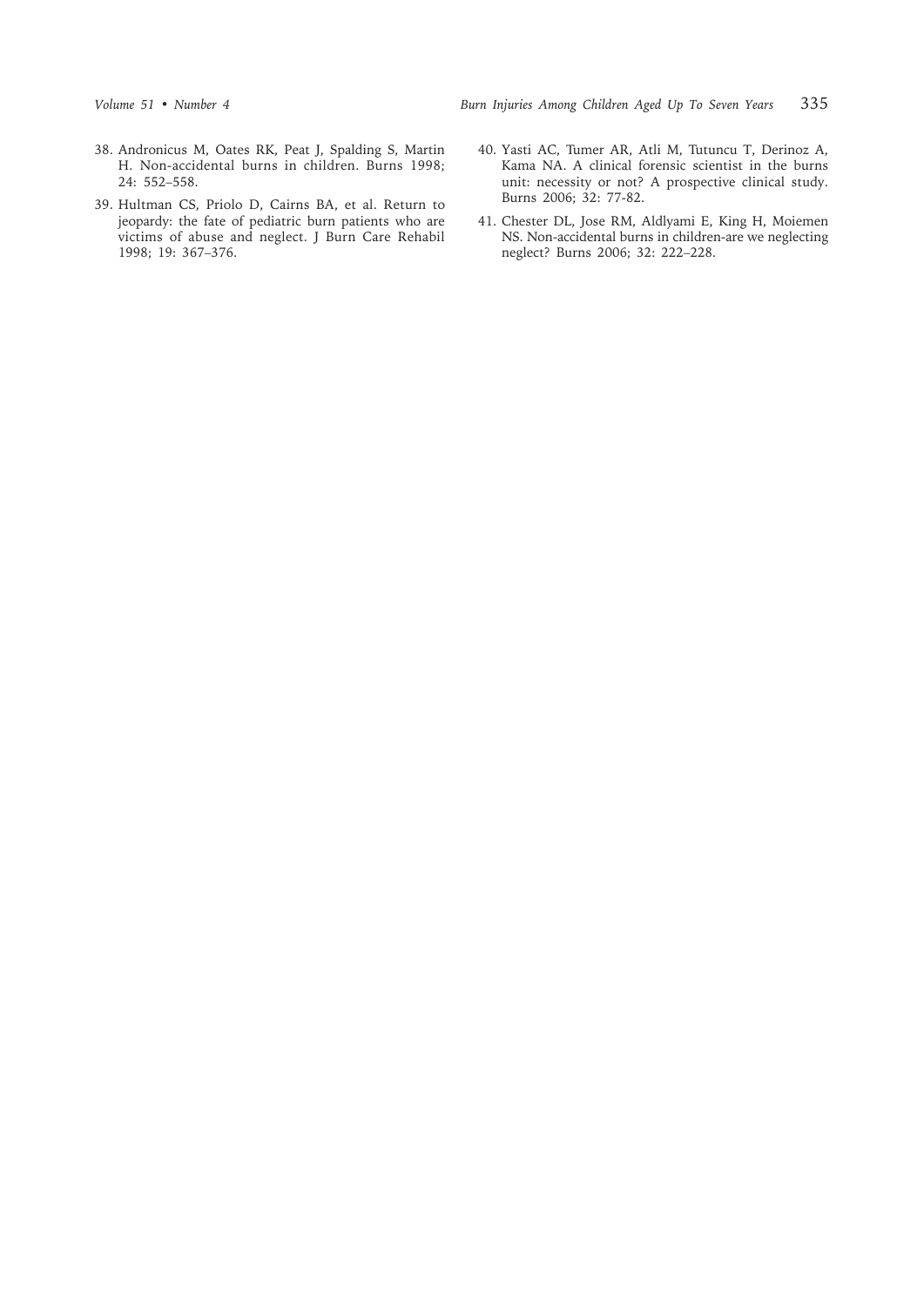38. Andronicus M, Oates RK, Peat J, Spalding S, Martin H. Non-accidental burns in children. Burns 1998; 24: 552–558.
39. Hultman CS, Priolo D, Cairns BA, et al. Return to jeopardy: the fate of pediatric burn patients who are victims of abuse and neglect. J Burn Care Rehabil 1998; 19: 367–376.
40. Yasti AC, Tumer AR, Atli M, Tutuncu T, Derinoz A, Kama NA. A clinical forensic scientist in the burns unit: necessity or not? A prospective clinical study. Burns 2006; 32: 77-82.
41. Chester DL, Jose RM, Aldlyami E, King H, Moiemen NS. Non-accidental burns in children-are we neglecting neglect? Burns 2006; 32: 222–228.